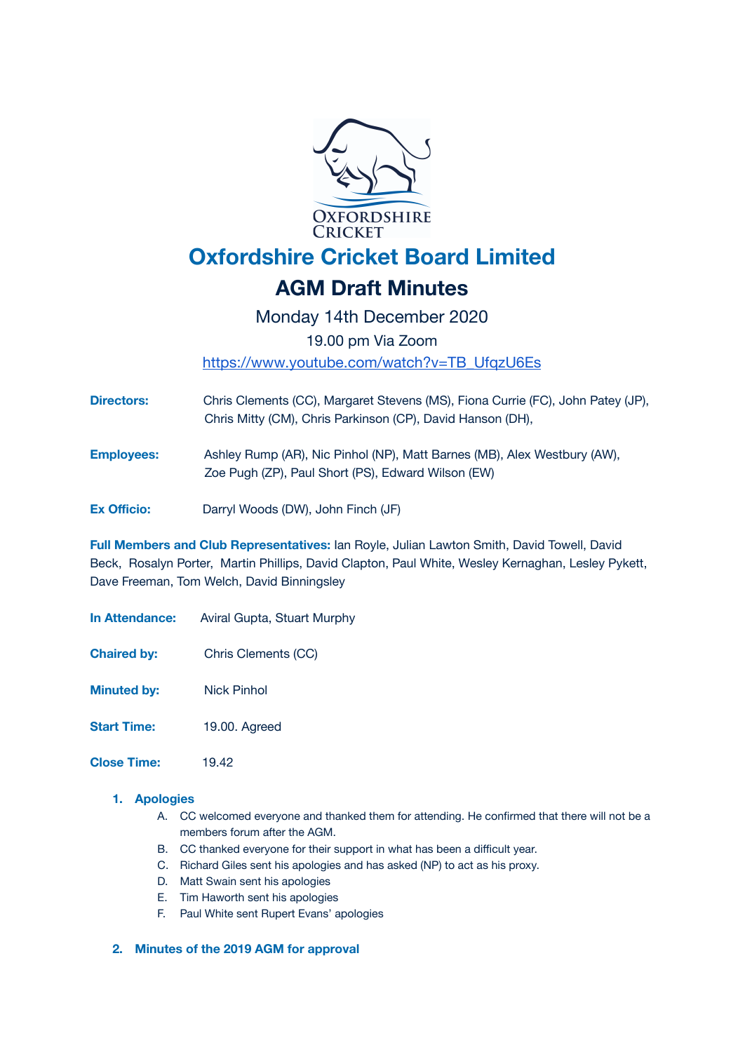# Oxfordshire Cricket Board Limited

## AGM Draft Minutes

Monday 14th December 2020

19.00 pm Via Zoom

https://www.youtube.com/watch?v=TB_UfqzU6Es

**Directors:** Chris Clements (CC), Margaret Stevens (MS), Fiona Currie (FC), John Patey (JP), Chris Mitty (CM), Chris Parkinson (CP), David Hanson (DH),

**Employees:** Ashley Rump (AR), Nic Pinhol (NP), Matt Barnes (MB), Alex Westbury (AW), Zoe Pugh (ZP), Paul Short (PS), Edward Wilson (EW)

**Ex Officio:** Darryl Woods (DW), John Finch (JF)

**Full Members and Club Representatives:** Ian Royle, Julian Lawton Smith, David Towell, David Beck, Rosalyn Porter, Martin Phillips, David Clapton, Paul White, Wesley Kernaghan, Lesley Pykett, Dave Freeman, Tom Welch, David Binningsley

**In Attendance:** Aviral Gupta, Stuart Murphy

**Chaired by:** Chris Clements (CC)

**Minuted by:** Nick Pinhol

**Start Time:** 19.00. Agreed

**Close Time:** 19.42

1. **Apologies**
   - A. CC welcomed everyone and thanked them for attending. He confirmed that there will not be a members forum after the AGM.
   - B. CC thanked everyone for their support in what has been a difficult year.
   - C. Richard Giles sent his apologies and has asked (NP) to act as his proxy.
   - D. Matt Swain sent his apologies
   - E. Tim Haworth sent his apologies
   - F. Paul White sent Rupert Evans' apologies

2. **Minutes of the 2019 AGM for approval**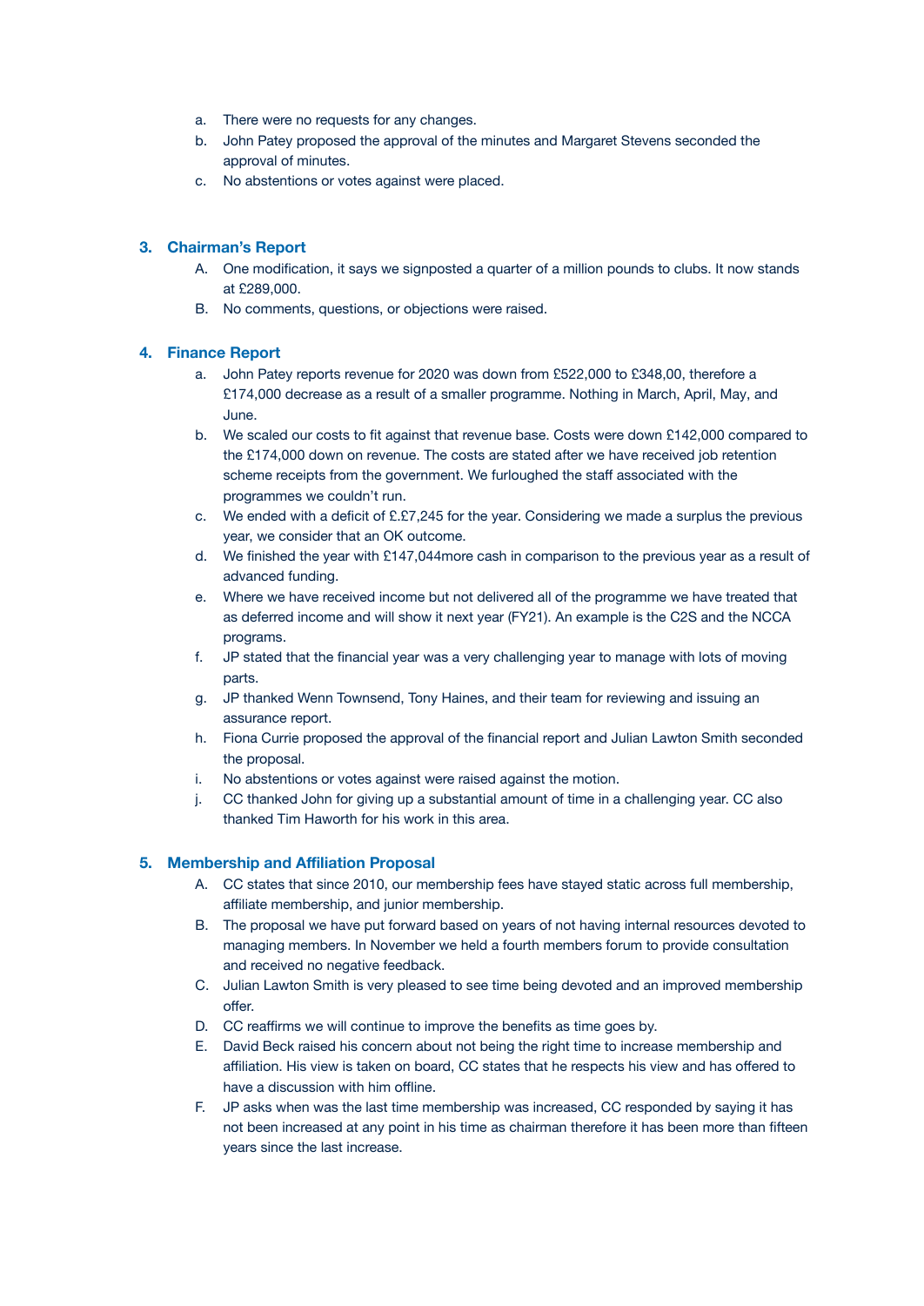a. There were no requests for any changes.
b. John Patey proposed the approval of the minutes and Margaret Stevens seconded the approval of minutes.
c. No abstentions or votes against were placed.

## 3. Chairman's Report

A. One modification, it says we signposted a quarter of a million pounds to clubs. It now stands at £289,000.
B. No comments, questions, or objections were raised.

## 4. Finance Report

a. John Patey reports revenue for 2020 was down from £522,000 to £348,00, therefore a £174,000 decrease as a result of a smaller programme. Nothing in March, April, May, and June.
b. We scaled our costs to fit against that revenue base. Costs were down £142,000 compared to the £174,000 down on revenue. The costs are stated after we have received job retention scheme receipts from the government. We furloughed the staff associated with the programmes we couldn't run.
c. We ended with a deficit of £.£7,245 for the year. Considering we made a surplus the previous year, we consider that an OK outcome.
d. We finished the year with £147,044more cash in comparison to the previous year as a result of advanced funding.
e. Where we have received income but not delivered all of the programme we have treated that as deferred income and will show it next year (FY21). An example is the C2S and the NCCA programs.
f. JP stated that the financial year was a very challenging year to manage with lots of moving parts.
g. JP thanked Wenn Townsend, Tony Haines, and their team for reviewing and issuing an assurance report.
h. Fiona Currie proposed the approval of the financial report and Julian Lawton Smith seconded the proposal.
i. No abstentions or votes against were raised against the motion.
j. CC thanked John for giving up a substantial amount of time in a challenging year. CC also thanked Tim Haworth for his work in this area.

## 5. Membership and Affiliation Proposal

A. CC states that since 2010, our membership fees have stayed static across full membership, affiliate membership, and junior membership.
B. The proposal we have put forward based on years of not having internal resources devoted to managing members. In November we held a fourth members forum to provide consultation and received no negative feedback.
C. Julian Lawton Smith is very pleased to see time being devoted and an improved membership offer.
D. CC reaffirms we will continue to improve the benefits as time goes by.
E. David Beck raised his concern about not being the right time to increase membership and affiliation. His view is taken on board, CC states that he respects his view and has offered to have a discussion with him offline.
F. JP asks when was the last time membership was increased, CC responded by saying it has not been increased at any point in his time as chairman therefore it has been more than fifteen years since the last increase.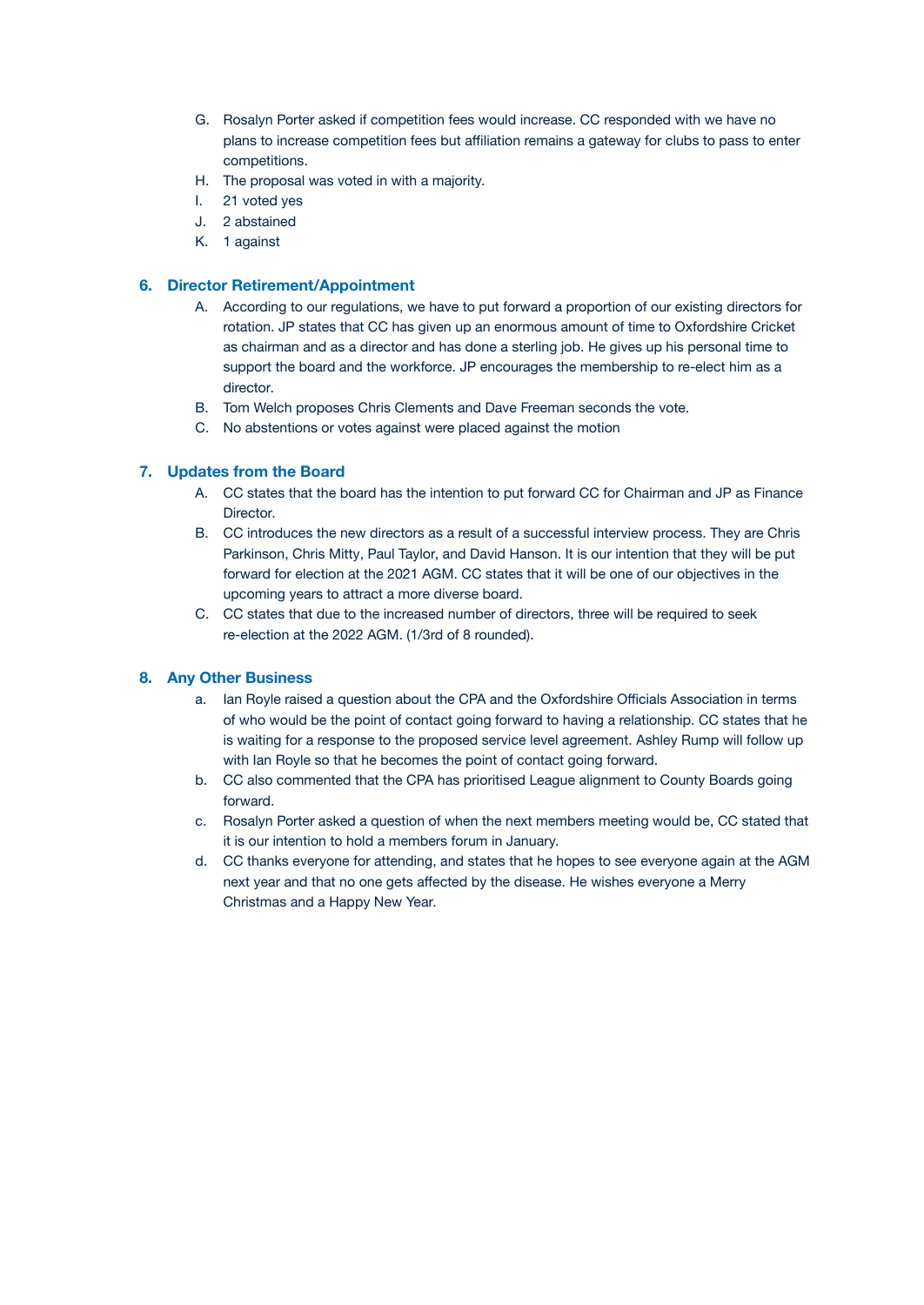G. Rosalyn Porter asked if competition fees would increase. CC responded with we have no plans to increase competition fees but affiliation remains a gateway for clubs to pass to enter competitions.
H. The proposal was voted in with a majority.
I. 21 voted yes
J. 2 abstained
K. 1 against

## 6. Director Retirement/Appointment

A. According to our regulations, we have to put forward a proportion of our existing directors for rotation. JP states that CC has given up an enormous amount of time to Oxfordshire Cricket as chairman and as a director and has done a sterling job. He gives up his personal time to support the board and the workforce. JP encourages the membership to re-elect him as a director.
B. Tom Welch proposes Chris Clements and Dave Freeman seconds the vote.
C. No abstentions or votes against were placed against the motion

## 7. Updates from the Board

A. CC states that the board has the intention to put forward CC for Chairman and JP as Finance Director.
B. CC introduces the new directors as a result of a successful interview process. They are Chris Parkinson, Chris Mitty, Paul Taylor, and David Hanson. It is our intention that they will be put forward for election at the 2021 AGM. CC states that it will be one of our objectives in the upcoming years to attract a more diverse board.
C. CC states that due to the increased number of directors, three will be required to seek re-election at the 2022 AGM. (1/3rd of 8 rounded).

## 8. Any Other Business

a. Ian Royle raised a question about the CPA and the Oxfordshire Officials Association in terms of who would be the point of contact going forward to having a relationship. CC states that he is waiting for a response to the proposed service level agreement. Ashley Rump will follow up with Ian Royle so that he becomes the point of contact going forward.
b. CC also commented that the CPA has prioritised League alignment to County Boards going forward.
c. Rosalyn Porter asked a question of when the next members meeting would be, CC stated that it is our intention to hold a members forum in January.
d. CC thanks everyone for attending, and states that he hopes to see everyone again at the AGM next year and that no one gets affected by the disease. He wishes everyone a Merry Christmas and a Happy New Year.